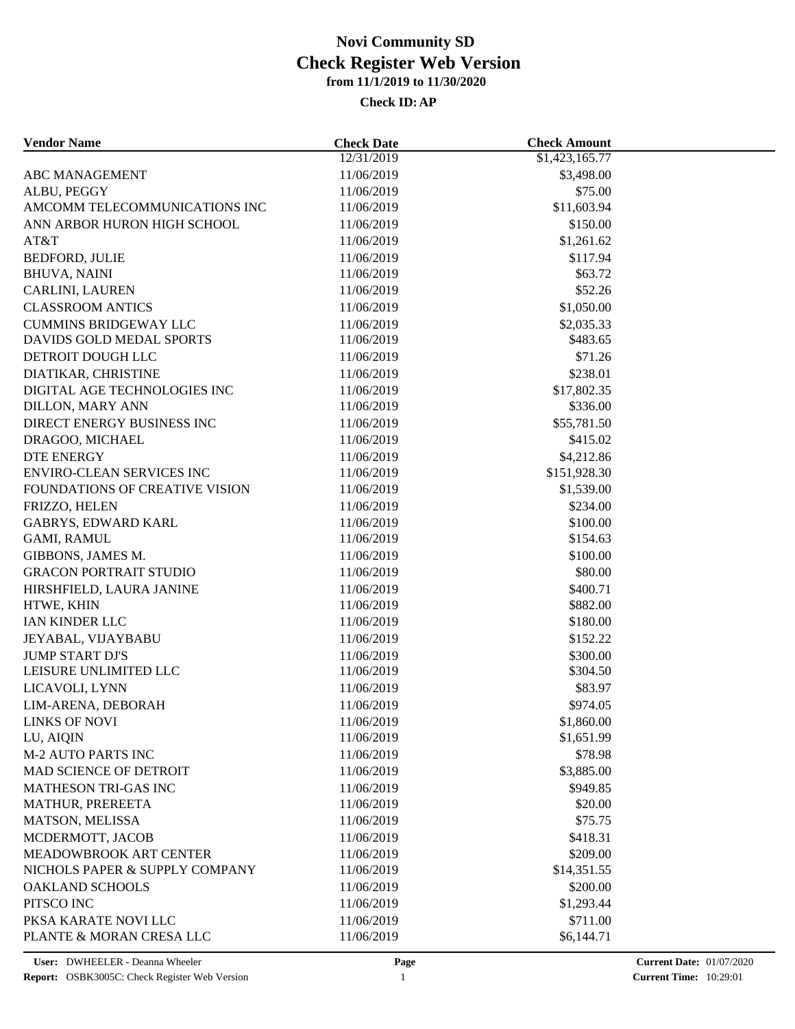# Novi Community SD

## Check Register Web Version

### from 11/1/2019 to 11/30/2020

**Check ID: AP**

| Vendor Name | Check Date | Check Amount |
|---|---|---|
| | 12/31/2019 | $1,423,165.77 |
| ABC MANAGEMENT | 11/06/2019 | $3,498.00 |
| ALBU, PEGGY | 11/06/2019 | $75.00 |
| AMCOMM TELECOMMUNICATIONS INC | 11/06/2019 | $11,603.94 |
| ANN ARBOR HURON HIGH SCHOOL | 11/06/2019 | $150.00 |
| AT&T | 11/06/2019 | $1,261.62 |
| BEDFORD, JULIE | 11/06/2019 | $117.94 |
| BHUVA, NAINI | 11/06/2019 | $63.72 |
| CARLINI, LAUREN | 11/06/2019 | $52.26 |
| CLASSROOM ANTICS | 11/06/2019 | $1,050.00 |
| CUMMINS BRIDGEWAY LLC | 11/06/2019 | $2,035.33 |
| DAVIDS GOLD MEDAL SPORTS | 11/06/2019 | $483.65 |
| DETROIT DOUGH LLC | 11/06/2019 | $71.26 |
| DIATIKAR, CHRISTINE | 11/06/2019 | $238.01 |
| DIGITAL AGE TECHNOLOGIES INC | 11/06/2019 | $17,802.35 |
| DILLON, MARY ANN | 11/06/2019 | $336.00 |
| DIRECT ENERGY BUSINESS INC | 11/06/2019 | $55,781.50 |
| DRAGOO, MICHAEL | 11/06/2019 | $415.02 |
| DTE ENERGY | 11/06/2019 | $4,212.86 |
| ENVIRO-CLEAN SERVICES INC | 11/06/2019 | $151,928.30 |
| FOUNDATIONS OF CREATIVE VISION | 11/06/2019 | $1,539.00 |
| FRIZZO, HELEN | 11/06/2019 | $234.00 |
| GABRYS, EDWARD KARL | 11/06/2019 | $100.00 |
| GAMI, RAMUL | 11/06/2019 | $154.63 |
| GIBBONS, JAMES M. | 11/06/2019 | $100.00 |
| GRACON PORTRAIT STUDIO | 11/06/2019 | $80.00 |
| HIRSHFIELD, LAURA JANINE | 11/06/2019 | $400.71 |
| HTWE, KHIN | 11/06/2019 | $882.00 |
| IAN KINDER LLC | 11/06/2019 | $180.00 |
| JEYABAL, VIJAYBABU | 11/06/2019 | $152.22 |
| JUMP START DJ'S | 11/06/2019 | $300.00 |
| LEISURE UNLIMITED LLC | 11/06/2019 | $304.50 |
| LICAVOLI, LYNN | 11/06/2019 | $83.97 |
| LIM-ARENA, DEBORAH | 11/06/2019 | $974.05 |
| LINKS OF NOVI | 11/06/2019 | $1,860.00 |
| LU, AIQIN | 11/06/2019 | $1,651.99 |
| M-2 AUTO PARTS INC | 11/06/2019 | $78.98 |
| MAD SCIENCE OF DETROIT | 11/06/2019 | $3,885.00 |
| MATHESON TRI-GAS INC | 11/06/2019 | $949.85 |
| MATHUR, PREREETA | 11/06/2019 | $20.00 |
| MATSON, MELISSA | 11/06/2019 | $75.75 |
| MCDERMOTT, JACOB | 11/06/2019 | $418.31 |
| MEADOWBROOK ART CENTER | 11/06/2019 | $209.00 |
| NICHOLS PAPER & SUPPLY COMPANY | 11/06/2019 | $14,351.55 |
| OAKLAND SCHOOLS | 11/06/2019 | $200.00 |
| PITSCO INC | 11/06/2019 | $1,293.44 |
| PKSA KARATE NOVI LLC | 11/06/2019 | $711.00 |
| PLANTE & MORAN CRESA LLC | 11/06/2019 | $6,144.71 |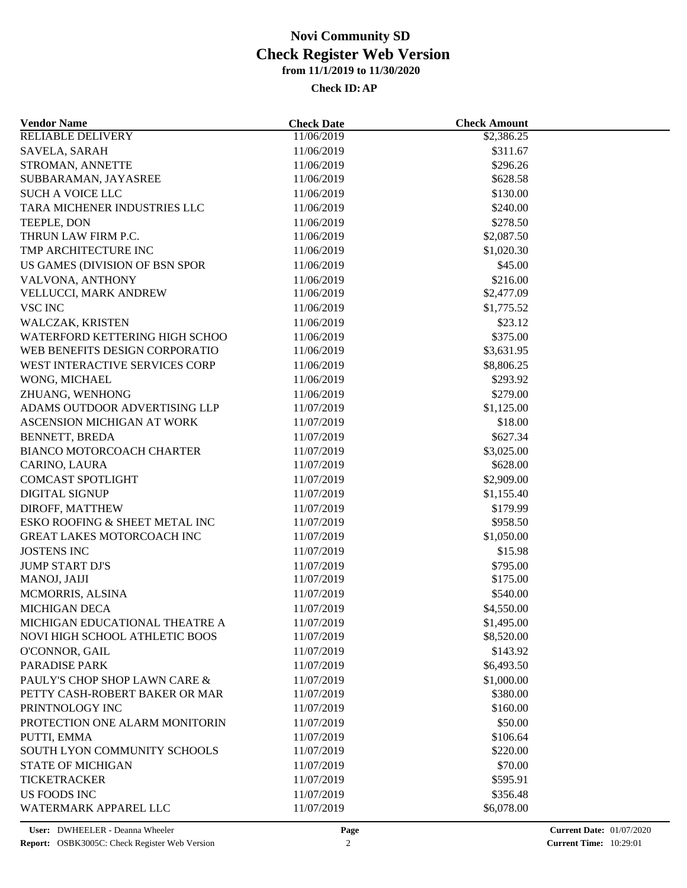# Novi Community SD
## Check Register Web Version
### from 11/1/2019 to 11/30/2020

**Check ID: AP**

| Vendor Name | Check Date | Check Amount |
|---|---|---|
| RELIABLE DELIVERY | 11/06/2019 | $2,386.25 |
| SAVELA, SARAH | 11/06/2019 | $311.67 |
| STROMAN, ANNETTE | 11/06/2019 | $296.26 |
| SUBBARAMAN, JAYASREE | 11/06/2019 | $628.58 |
| SUCH A VOICE LLC | 11/06/2019 | $130.00 |
| TARA MICHENER INDUSTRIES LLC | 11/06/2019 | $240.00 |
| TEEPLE, DON | 11/06/2019 | $278.50 |
| THRUN LAW FIRM P.C. | 11/06/2019 | $2,087.50 |
| TMP ARCHITECTURE INC | 11/06/2019 | $1,020.30 |
| US GAMES (DIVISION OF BSN SPOR | 11/06/2019 | $45.00 |
| VALVONA, ANTHONY | 11/06/2019 | $216.00 |
| VELLUCCI, MARK ANDREW | 11/06/2019 | $2,477.09 |
| VSC INC | 11/06/2019 | $1,775.52 |
| WALCZAK, KRISTEN | 11/06/2019 | $23.12 |
| WATERFORD KETTERING HIGH SCHOO | 11/06/2019 | $375.00 |
| WEB BENEFITS DESIGN CORPORATIO | 11/06/2019 | $3,631.95 |
| WEST INTERACTIVE SERVICES CORP | 11/06/2019 | $8,806.25 |
| WONG, MICHAEL | 11/06/2019 | $293.92 |
| ZHUANG, WENHONG | 11/06/2019 | $279.00 |
| ADAMS OUTDOOR ADVERTISING LLP | 11/07/2019 | $1,125.00 |
| ASCENSION MICHIGAN AT WORK | 11/07/2019 | $18.00 |
| BENNETT, BREDA | 11/07/2019 | $627.34 |
| BIANCO MOTORCOACH CHARTER | 11/07/2019 | $3,025.00 |
| CARINO, LAURA | 11/07/2019 | $628.00 |
| COMCAST SPOTLIGHT | 11/07/2019 | $2,909.00 |
| DIGITAL SIGNUP | 11/07/2019 | $1,155.40 |
| DIROFF, MATTHEW | 11/07/2019 | $179.99 |
| ESKO ROOFING & SHEET METAL INC | 11/07/2019 | $958.50 |
| GREAT LAKES MOTORCOACH INC | 11/07/2019 | $1,050.00 |
| JOSTENS INC | 11/07/2019 | $15.98 |
| JUMP START DJ'S | 11/07/2019 | $795.00 |
| MANOJ, JAIJI | 11/07/2019 | $175.00 |
| MCMORRIS, ALSINA | 11/07/2019 | $540.00 |
| MICHIGAN DECA | 11/07/2019 | $4,550.00 |
| MICHIGAN EDUCATIONAL THEATRE A | 11/07/2019 | $1,495.00 |
| NOVI HIGH SCHOOL ATHLETIC BOOS | 11/07/2019 | $8,520.00 |
| O'CONNOR, GAIL | 11/07/2019 | $143.92 |
| PARADISE PARK | 11/07/2019 | $6,493.50 |
| PAULY'S CHOP SHOP LAWN CARE & | 11/07/2019 | $1,000.00 |
| PETTY CASH-ROBERT BAKER OR MAR | 11/07/2019 | $380.00 |
| PRINTNOLOGY INC | 11/07/2019 | $160.00 |
| PROTECTION ONE ALARM MONITORIN | 11/07/2019 | $50.00 |
| PUTTI, EMMA | 11/07/2019 | $106.64 |
| SOUTH LYON COMMUNITY SCHOOLS | 11/07/2019 | $220.00 |
| STATE OF MICHIGAN | 11/07/2019 | $70.00 |
| TICKETRACKER | 11/07/2019 | $595.91 |
| US FOODS INC | 11/07/2019 | $356.48 |
| WATERMARK APPAREL LLC | 11/07/2019 | $6,078.00 |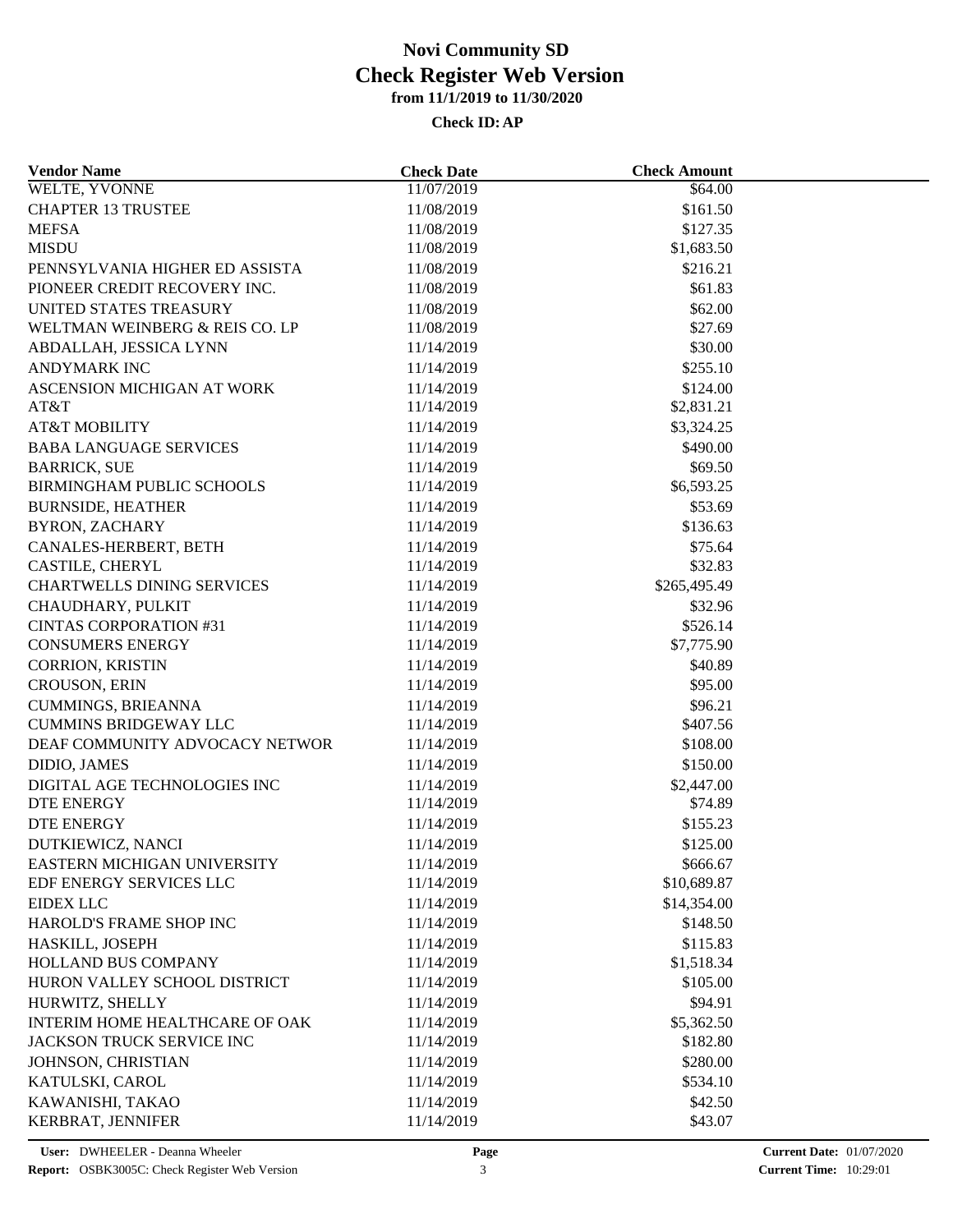# Novi Community SD
## Check Register Web Version
### from 11/1/2019 to 11/30/2020

**Check ID: AP**

| Vendor Name | Check Date | Check Amount |
|---|---|---|
| WELTE, YVONNE | 11/07/2019 | $64.00 |
| CHAPTER 13 TRUSTEE | 11/08/2019 | $161.50 |
| MEFSA | 11/08/2019 | $127.35 |
| MISDU | 11/08/2019 | $1,683.50 |
| PENNSYLVANIA HIGHER ED ASSISTA | 11/08/2019 | $216.21 |
| PIONEER CREDIT RECOVERY INC. | 11/08/2019 | $61.83 |
| UNITED STATES TREASURY | 11/08/2019 | $62.00 |
| WELTMAN WEINBERG & REIS CO. LP | 11/08/2019 | $27.69 |
| ABDALLAH, JESSICA LYNN | 11/14/2019 | $30.00 |
| ANDYMARK INC | 11/14/2019 | $255.10 |
| ASCENSION MICHIGAN AT WORK | 11/14/2019 | $124.00 |
| AT&T | 11/14/2019 | $2,831.21 |
| AT&T MOBILITY | 11/14/2019 | $3,324.25 |
| BABA LANGUAGE SERVICES | 11/14/2019 | $490.00 |
| BARRICK, SUE | 11/14/2019 | $69.50 |
| BIRMINGHAM PUBLIC SCHOOLS | 11/14/2019 | $6,593.25 |
| BURNSIDE, HEATHER | 11/14/2019 | $53.69 |
| BYRON, ZACHARY | 11/14/2019 | $136.63 |
| CANALES-HERBERT, BETH | 11/14/2019 | $75.64 |
| CASTILE, CHERYL | 11/14/2019 | $32.83 |
| CHARTWELLS DINING SERVICES | 11/14/2019 | $265,495.49 |
| CHAUDHARY, PULKIT | 11/14/2019 | $32.96 |
| CINTAS CORPORATION #31 | 11/14/2019 | $526.14 |
| CONSUMERS ENERGY | 11/14/2019 | $7,775.90 |
| CORRION, KRISTIN | 11/14/2019 | $40.89 |
| CROUSON, ERIN | 11/14/2019 | $95.00 |
| CUMMINGS, BRIEANNA | 11/14/2019 | $96.21 |
| CUMMINS BRIDGEWAY LLC | 11/14/2019 | $407.56 |
| DEAF COMMUNITY ADVOCACY NETWOR | 11/14/2019 | $108.00 |
| DIDIO, JAMES | 11/14/2019 | $150.00 |
| DIGITAL AGE TECHNOLOGIES INC | 11/14/2019 | $2,447.00 |
| DTE ENERGY | 11/14/2019 | $74.89 |
| DTE ENERGY | 11/14/2019 | $155.23 |
| DUTKIEWICZ, NANCI | 11/14/2019 | $125.00 |
| EASTERN MICHIGAN UNIVERSITY | 11/14/2019 | $666.67 |
| EDF ENERGY SERVICES LLC | 11/14/2019 | $10,689.87 |
| EIDEX LLC | 11/14/2019 | $14,354.00 |
| HAROLD'S FRAME SHOP INC | 11/14/2019 | $148.50 |
| HASKILL, JOSEPH | 11/14/2019 | $115.83 |
| HOLLAND BUS COMPANY | 11/14/2019 | $1,518.34 |
| HURON VALLEY SCHOOL DISTRICT | 11/14/2019 | $105.00 |
| HURWITZ, SHELLY | 11/14/2019 | $94.91 |
| INTERIM HOME HEALTHCARE OF OAK | 11/14/2019 | $5,362.50 |
| JACKSON TRUCK SERVICE INC | 11/14/2019 | $182.80 |
| JOHNSON, CHRISTIAN | 11/14/2019 | $280.00 |
| KATULSKI, CAROL | 11/14/2019 | $534.10 |
| KAWANISHI, TAKAO | 11/14/2019 | $42.50 |
| KERBRAT, JENNIFER | 11/14/2019 | $43.07 |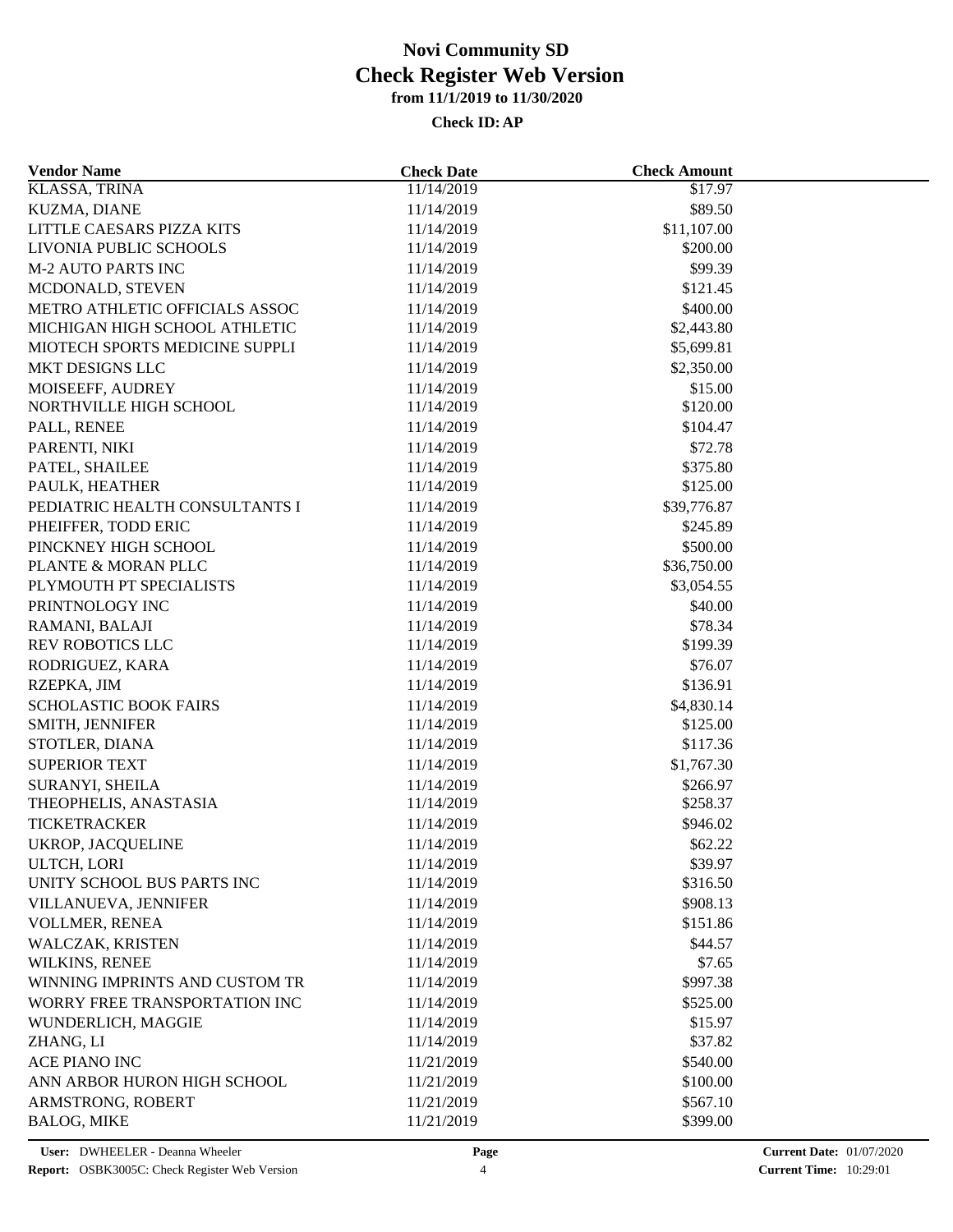# Novi Community SD
## Check Register Web Version
### from 11/1/2019 to 11/30/2020

**Check ID: AP**

| Vendor Name | Check Date | Check Amount |
|---|---|---|
| KLASSA, TRINA | 11/14/2019 | $17.97 |
| KUZMA, DIANE | 11/14/2019 | $89.50 |
| LITTLE CAESARS PIZZA KITS | 11/14/2019 | $11,107.00 |
| LIVONIA PUBLIC SCHOOLS | 11/14/2019 | $200.00 |
| M-2 AUTO PARTS INC | 11/14/2019 | $99.39 |
| MCDONALD, STEVEN | 11/14/2019 | $121.45 |
| METRO ATHLETIC OFFICIALS ASSOC | 11/14/2019 | $400.00 |
| MICHIGAN HIGH SCHOOL ATHLETIC | 11/14/2019 | $2,443.80 |
| MIOTECH SPORTS MEDICINE SUPPLI | 11/14/2019 | $5,699.81 |
| MKT DESIGNS LLC | 11/14/2019 | $2,350.00 |
| MOISEEFF, AUDREY | 11/14/2019 | $15.00 |
| NORTHVILLE HIGH SCHOOL | 11/14/2019 | $120.00 |
| PALL, RENEE | 11/14/2019 | $104.47 |
| PARENTI, NIKI | 11/14/2019 | $72.78 |
| PATEL, SHAILEE | 11/14/2019 | $375.80 |
| PAULK, HEATHER | 11/14/2019 | $125.00 |
| PEDIATRIC HEALTH CONSULTANTS I | 11/14/2019 | $39,776.87 |
| PHEIFFER, TODD ERIC | 11/14/2019 | $245.89 |
| PINCKNEY HIGH SCHOOL | 11/14/2019 | $500.00 |
| PLANTE & MORAN PLLC | 11/14/2019 | $36,750.00 |
| PLYMOUTH PT SPECIALISTS | 11/14/2019 | $3,054.55 |
| PRINTNOLOGY INC | 11/14/2019 | $40.00 |
| RAMANI, BALAJI | 11/14/2019 | $78.34 |
| REV ROBOTICS LLC | 11/14/2019 | $199.39 |
| RODRIGUEZ, KARA | 11/14/2019 | $76.07 |
| RZEPKA, JIM | 11/14/2019 | $136.91 |
| SCHOLASTIC BOOK FAIRS | 11/14/2019 | $4,830.14 |
| SMITH, JENNIFER | 11/14/2019 | $125.00 |
| STOTLER, DIANA | 11/14/2019 | $117.36 |
| SUPERIOR TEXT | 11/14/2019 | $1,767.30 |
| SURANYI, SHEILA | 11/14/2019 | $266.97 |
| THEOPHELIS, ANASTASIA | 11/14/2019 | $258.37 |
| TICKETRACKER | 11/14/2019 | $946.02 |
| UKROP, JACQUELINE | 11/14/2019 | $62.22 |
| ULTCH, LORI | 11/14/2019 | $39.97 |
| UNITY SCHOOL BUS PARTS INC | 11/14/2019 | $316.50 |
| VILLANUEVA, JENNIFER | 11/14/2019 | $908.13 |
| VOLLMER, RENEA | 11/14/2019 | $151.86 |
| WALCZAK, KRISTEN | 11/14/2019 | $44.57 |
| WILKINS, RENEE | 11/14/2019 | $7.65 |
| WINNING IMPRINTS AND CUSTOM TR | 11/14/2019 | $997.38 |
| WORRY FREE TRANSPORTATION INC | 11/14/2019 | $525.00 |
| WUNDERLICH, MAGGIE | 11/14/2019 | $15.97 |
| ZHANG, LI | 11/14/2019 | $37.82 |
| ACE PIANO INC | 11/21/2019 | $540.00 |
| ANN ARBOR HURON HIGH SCHOOL | 11/21/2019 | $100.00 |
| ARMSTRONG, ROBERT | 11/21/2019 | $567.10 |
| BALOG, MIKE | 11/21/2019 | $399.00 |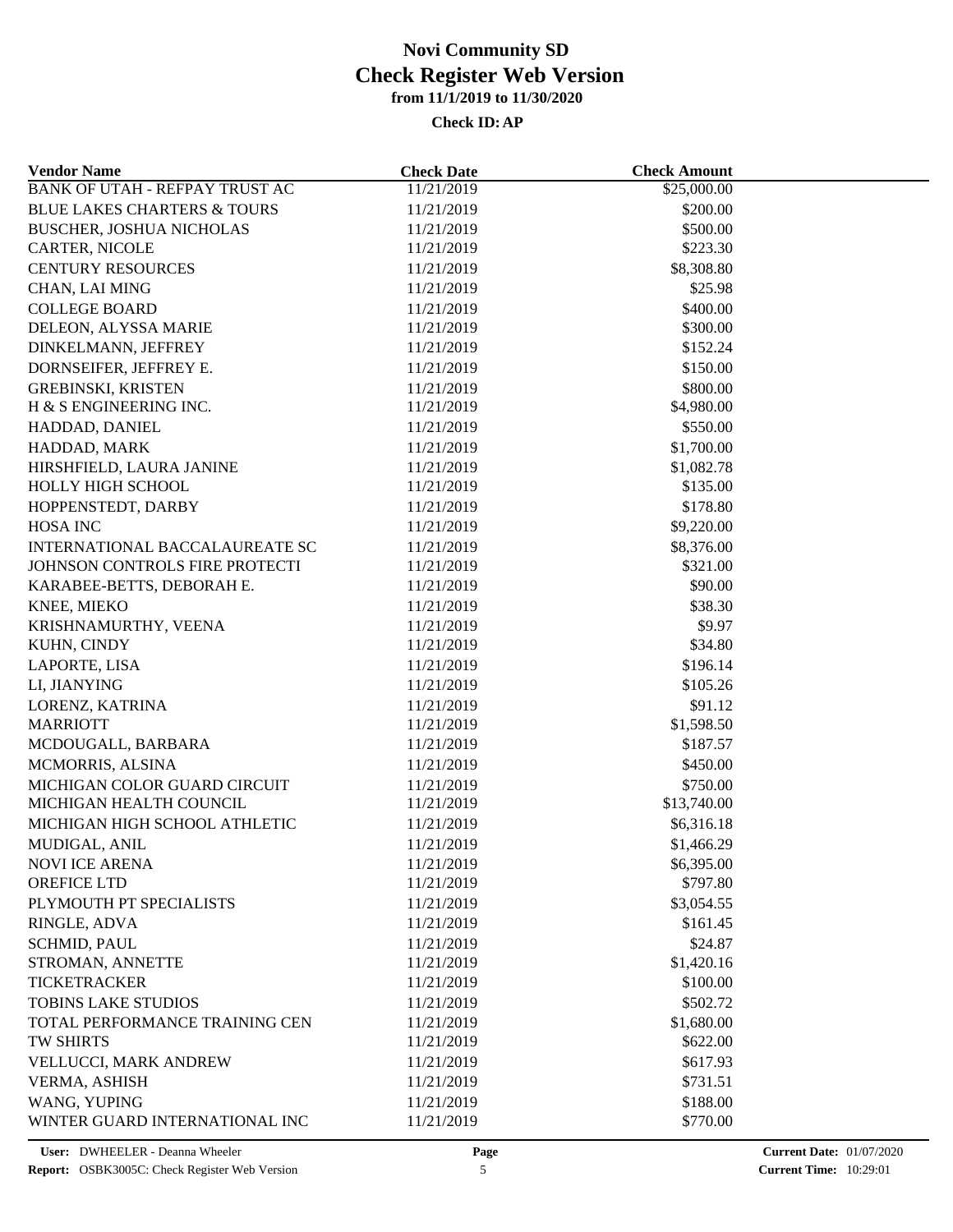# Novi Community SD
## Check Register Web Version
### from 11/1/2019 to 11/30/2020

**Check ID: AP**

| Vendor Name | Check Date | Check Amount |
|---|---|---|
| BANK OF UTAH - REFPAY TRUST AC | 11/21/2019 | $25,000.00 |
| BLUE LAKES CHARTERS & TOURS | 11/21/2019 | $200.00 |
| BUSCHER, JOSHUA NICHOLAS | 11/21/2019 | $500.00 |
| CARTER, NICOLE | 11/21/2019 | $223.30 |
| CENTURY RESOURCES | 11/21/2019 | $8,308.80 |
| CHAN, LAI MING | 11/21/2019 | $25.98 |
| COLLEGE BOARD | 11/21/2019 | $400.00 |
| DELEON, ALYSSA MARIE | 11/21/2019 | $300.00 |
| DINKELMANN, JEFFREY | 11/21/2019 | $152.24 |
| DORNSEIFER, JEFFREY E. | 11/21/2019 | $150.00 |
| GREBINSKI, KRISTEN | 11/21/2019 | $800.00 |
| H & S ENGINEERING INC. | 11/21/2019 | $4,980.00 |
| HADDAD, DANIEL | 11/21/2019 | $550.00 |
| HADDAD, MARK | 11/21/2019 | $1,700.00 |
| HIRSHFIELD, LAURA JANINE | 11/21/2019 | $1,082.78 |
| HOLLY HIGH SCHOOL | 11/21/2019 | $135.00 |
| HOPPENSTEDT, DARBY | 11/21/2019 | $178.80 |
| HOSA INC | 11/21/2019 | $9,220.00 |
| INTERNATIONAL BACCALAUREATE SC | 11/21/2019 | $8,376.00 |
| JOHNSON CONTROLS FIRE PROTECTI | 11/21/2019 | $321.00 |
| KARABEE-BETTS, DEBORAH E. | 11/21/2019 | $90.00 |
| KNEE, MIEKO | 11/21/2019 | $38.30 |
| KRISHNAMURTHY, VEENA | 11/21/2019 | $9.97 |
| KUHN, CINDY | 11/21/2019 | $34.80 |
| LAPORTE, LISA | 11/21/2019 | $196.14 |
| LI, JIANYING | 11/21/2019 | $105.26 |
| LORENZ, KATRINA | 11/21/2019 | $91.12 |
| MARRIOTT | 11/21/2019 | $1,598.50 |
| MCDOUGALL, BARBARA | 11/21/2019 | $187.57 |
| MCMORRIS, ALSINA | 11/21/2019 | $450.00 |
| MICHIGAN COLOR GUARD CIRCUIT | 11/21/2019 | $750.00 |
| MICHIGAN HEALTH COUNCIL | 11/21/2019 | $13,740.00 |
| MICHIGAN HIGH SCHOOL ATHLETIC | 11/21/2019 | $6,316.18 |
| MUDIGAL, ANIL | 11/21/2019 | $1,466.29 |
| NOVI ICE ARENA | 11/21/2019 | $6,395.00 |
| OREFICE LTD | 11/21/2019 | $797.80 |
| PLYMOUTH PT SPECIALISTS | 11/21/2019 | $3,054.55 |
| RINGLE, ADVA | 11/21/2019 | $161.45 |
| SCHMID, PAUL | 11/21/2019 | $24.87 |
| STROMAN, ANNETTE | 11/21/2019 | $1,420.16 |
| TICKETRACKER | 11/21/2019 | $100.00 |
| TOBINS LAKE STUDIOS | 11/21/2019 | $502.72 |
| TOTAL PERFORMANCE TRAINING CEN | 11/21/2019 | $1,680.00 |
| TW SHIRTS | 11/21/2019 | $622.00 |
| VELLUCCI, MARK ANDREW | 11/21/2019 | $617.93 |
| VERMA, ASHISH | 11/21/2019 | $731.51 |
| WANG, YUPING | 11/21/2019 | $188.00 |
| WINTER GUARD INTERNATIONAL INC | 11/21/2019 | $770.00 |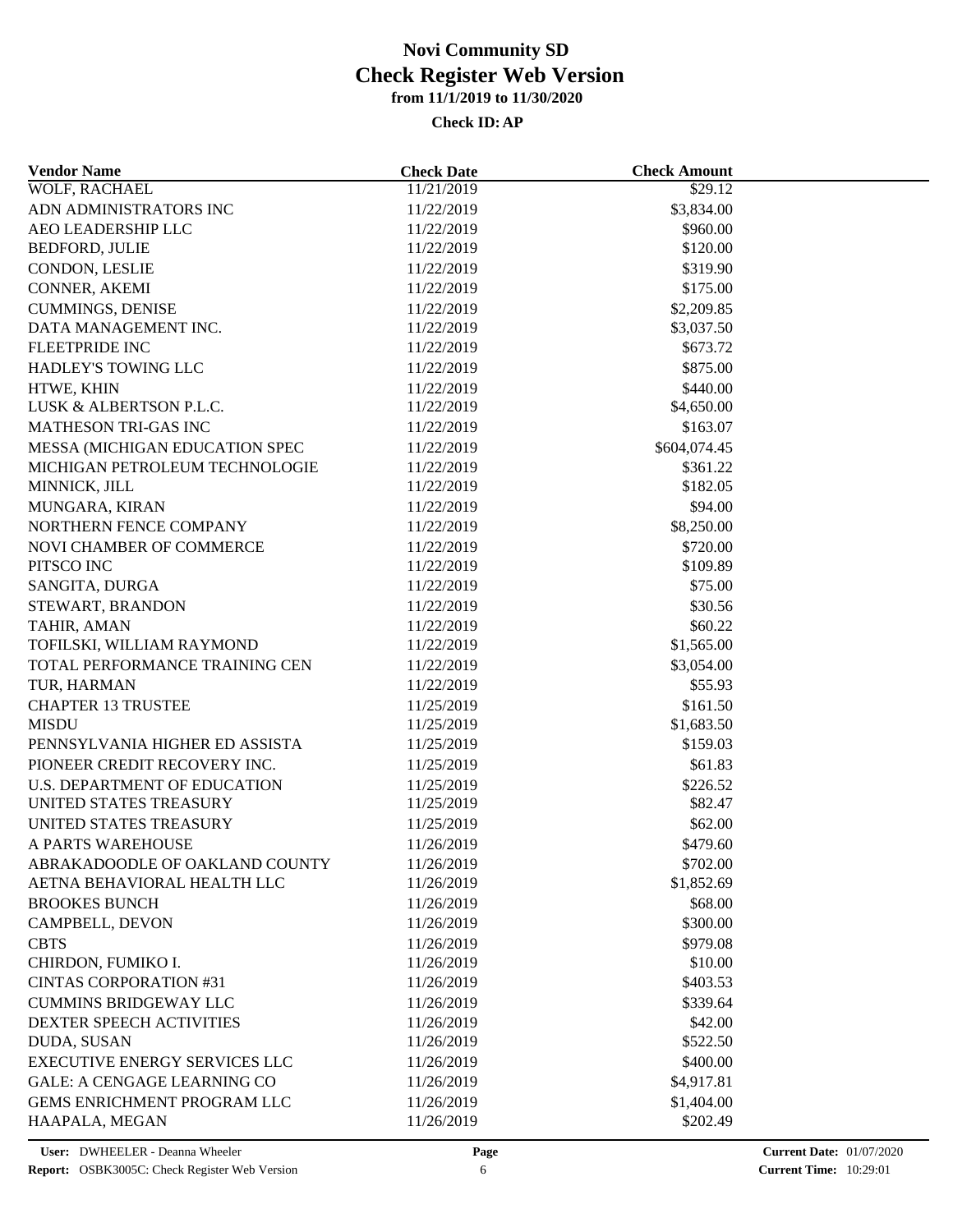# Novi Community SD
## Check Register Web Version
### from 11/1/2019 to 11/30/2020

**Check ID: AP**

| Vendor Name | Check Date | Check Amount |
|---|---|---|
| WOLF, RACHAEL | 11/21/2019 | \$29.12 |
| ADN ADMINISTRATORS INC | 11/22/2019 | \$3,834.00 |
| AEO LEADERSHIP LLC | 11/22/2019 | \$960.00 |
| BEDFORD, JULIE | 11/22/2019 | \$120.00 |
| CONDON, LESLIE | 11/22/2019 | \$319.90 |
| CONNER, AKEMI | 11/22/2019 | \$175.00 |
| CUMMINGS, DENISE | 11/22/2019 | \$2,209.85 |
| DATA MANAGEMENT INC. | 11/22/2019 | \$3,037.50 |
| FLEETPRIDE INC | 11/22/2019 | \$673.72 |
| HADLEY'S TOWING LLC | 11/22/2019 | \$875.00 |
| HTWE, KHIN | 11/22/2019 | \$440.00 |
| LUSK & ALBERTSON P.L.C. | 11/22/2019 | \$4,650.00 |
| MATHESON TRI-GAS INC | 11/22/2019 | \$163.07 |
| MESSA (MICHIGAN EDUCATION SPEC | 11/22/2019 | \$604,074.45 |
| MICHIGAN PETROLEUM TECHNOLOGIE | 11/22/2019 | \$361.22 |
| MINNICK, JILL | 11/22/2019 | \$182.05 |
| MUNGARA, KIRAN | 11/22/2019 | \$94.00 |
| NORTHERN FENCE COMPANY | 11/22/2019 | \$8,250.00 |
| NOVI CHAMBER OF COMMERCE | 11/22/2019 | \$720.00 |
| PITSCO INC | 11/22/2019 | \$109.89 |
| SANGITA, DURGA | 11/22/2019 | \$75.00 |
| STEWART, BRANDON | 11/22/2019 | \$30.56 |
| TAHIR, AMAN | 11/22/2019 | \$60.22 |
| TOFILSKI, WILLIAM RAYMOND | 11/22/2019 | \$1,565.00 |
| TOTAL PERFORMANCE TRAINING CEN | 11/22/2019 | \$3,054.00 |
| TUR, HARMAN | 11/22/2019 | \$55.93 |
| CHAPTER 13 TRUSTEE | 11/25/2019 | \$161.50 |
| MISDU | 11/25/2019 | \$1,683.50 |
| PENNSYLVANIA HIGHER ED ASSISTA | 11/25/2019 | \$159.03 |
| PIONEER CREDIT RECOVERY INC. | 11/25/2019 | \$61.83 |
| U.S. DEPARTMENT OF EDUCATION | 11/25/2019 | \$226.52 |
| UNITED STATES TREASURY | 11/25/2019 | \$82.47 |
| UNITED STATES TREASURY | 11/25/2019 | \$62.00 |
| A PARTS WAREHOUSE | 11/26/2019 | \$479.60 |
| ABRAKADOODLE OF OAKLAND COUNTY | 11/26/2019 | \$702.00 |
| AETNA BEHAVIORAL HEALTH LLC | 11/26/2019 | \$1,852.69 |
| BROOKES BUNCH | 11/26/2019 | \$68.00 |
| CAMPBELL, DEVON | 11/26/2019 | \$300.00 |
| CBTS | 11/26/2019 | \$979.08 |
| CHIRDON, FUMIKO I. | 11/26/2019 | \$10.00 |
| CINTAS CORPORATION #31 | 11/26/2019 | \$403.53 |
| CUMMINS BRIDGEWAY LLC | 11/26/2019 | \$339.64 |
| DEXTER SPEECH ACTIVITIES | 11/26/2019 | \$42.00 |
| DUDA, SUSAN | 11/26/2019 | \$522.50 |
| EXECUTIVE ENERGY SERVICES LLC | 11/26/2019 | \$400.00 |
| GALE: A CENGAGE LEARNING CO | 11/26/2019 | \$4,917.81 |
| GEMS ENRICHMENT PROGRAM LLC | 11/26/2019 | \$1,404.00 |
| HAAPALA, MEGAN | 11/26/2019 | \$202.49 |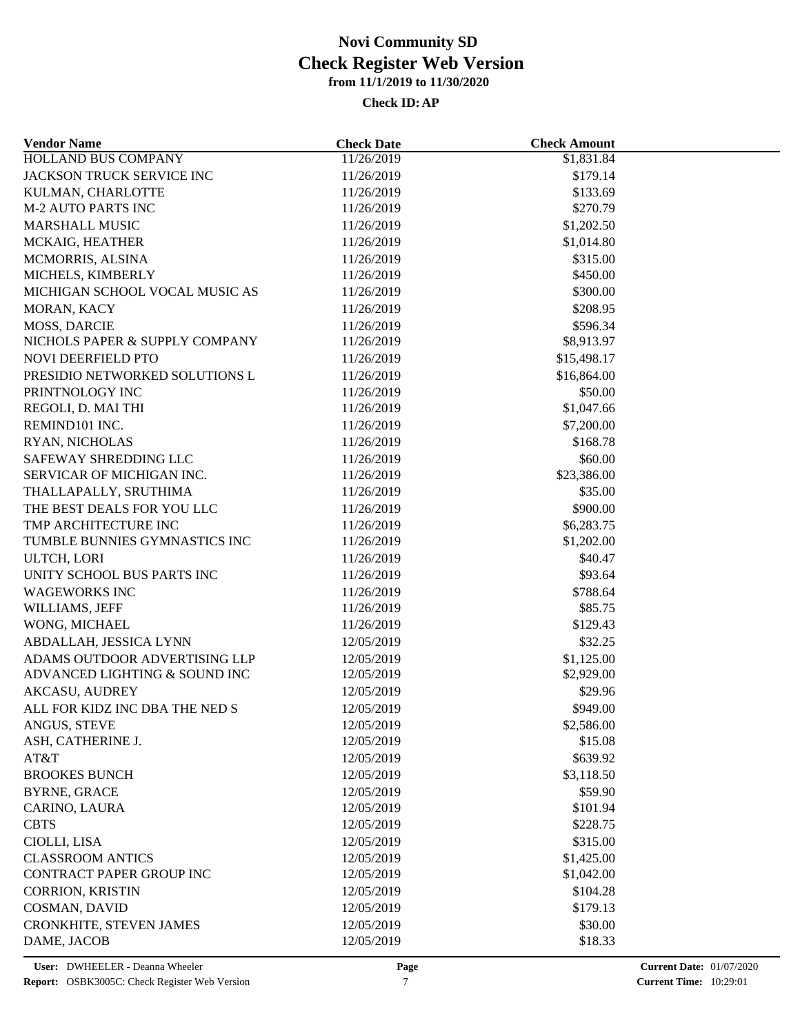# Novi Community SD
## Check Register Web Version
### from 11/1/2019 to 11/30/2020

**Check ID: AP**

| Vendor Name | Check Date | Check Amount |
|---|---|---|
| HOLLAND BUS COMPANY | 11/26/2019 | $1,831.84 |
| JACKSON TRUCK SERVICE INC | 11/26/2019 | $179.14 |
| KULMAN, CHARLOTTE | 11/26/2019 | $133.69 |
| M-2 AUTO PARTS INC | 11/26/2019 | $270.79 |
| MARSHALL MUSIC | 11/26/2019 | $1,202.50 |
| MCKAIG, HEATHER | 11/26/2019 | $1,014.80 |
| MCMORRIS, ALSINA | 11/26/2019 | $315.00 |
| MICHELS, KIMBERLY | 11/26/2019 | $450.00 |
| MICHIGAN SCHOOL VOCAL MUSIC AS | 11/26/2019 | $300.00 |
| MORAN, KACY | 11/26/2019 | $208.95 |
| MOSS, DARCIE | 11/26/2019 | $596.34 |
| NICHOLS PAPER & SUPPLY COMPANY | 11/26/2019 | $8,913.97 |
| NOVI DEERFIELD PTO | 11/26/2019 | $15,498.17 |
| PRESIDIO NETWORKED SOLUTIONS L | 11/26/2019 | $16,864.00 |
| PRINTNOLOGY INC | 11/26/2019 | $50.00 |
| REGOLI, D. MAI THI | 11/26/2019 | $1,047.66 |
| REMIND101 INC. | 11/26/2019 | $7,200.00 |
| RYAN, NICHOLAS | 11/26/2019 | $168.78 |
| SAFEWAY SHREDDING LLC | 11/26/2019 | $60.00 |
| SERVICAR OF MICHIGAN INC. | 11/26/2019 | $23,386.00 |
| THALLAPALLY, SRUTHIMA | 11/26/2019 | $35.00 |
| THE BEST DEALS FOR YOU LLC | 11/26/2019 | $900.00 |
| TMP ARCHITECTURE INC | 11/26/2019 | $6,283.75 |
| TUMBLE BUNNIES GYMNASTICS INC | 11/26/2019 | $1,202.00 |
| ULTCH, LORI | 11/26/2019 | $40.47 |
| UNITY SCHOOL BUS PARTS INC | 11/26/2019 | $93.64 |
| WAGEWORKS INC | 11/26/2019 | $788.64 |
| WILLIAMS, JEFF | 11/26/2019 | $85.75 |
| WONG, MICHAEL | 11/26/2019 | $129.43 |
| ABDALLAH, JESSICA LYNN | 12/05/2019 | $32.25 |
| ADAMS OUTDOOR ADVERTISING LLP | 12/05/2019 | $1,125.00 |
| ADVANCED LIGHTING & SOUND INC | 12/05/2019 | $2,929.00 |
| AKCASU, AUDREY | 12/05/2019 | $29.96 |
| ALL FOR KIDZ INC DBA THE NED S | 12/05/2019 | $949.00 |
| ANGUS, STEVE | 12/05/2019 | $2,586.00 |
| ASH, CATHERINE J. | 12/05/2019 | $15.08 |
| AT&T | 12/05/2019 | $639.92 |
| BROOKES BUNCH | 12/05/2019 | $3,118.50 |
| BYRNE, GRACE | 12/05/2019 | $59.90 |
| CARINO, LAURA | 12/05/2019 | $101.94 |
| CBTS | 12/05/2019 | $228.75 |
| CIOLLI, LISA | 12/05/2019 | $315.00 |
| CLASSROOM ANTICS | 12/05/2019 | $1,425.00 |
| CONTRACT PAPER GROUP INC | 12/05/2019 | $1,042.00 |
| CORRION, KRISTIN | 12/05/2019 | $104.28 |
| COSMAN, DAVID | 12/05/2019 | $179.13 |
| CRONKHITE, STEVEN JAMES | 12/05/2019 | $30.00 |
| DAME, JACOB | 12/05/2019 | $18.33 |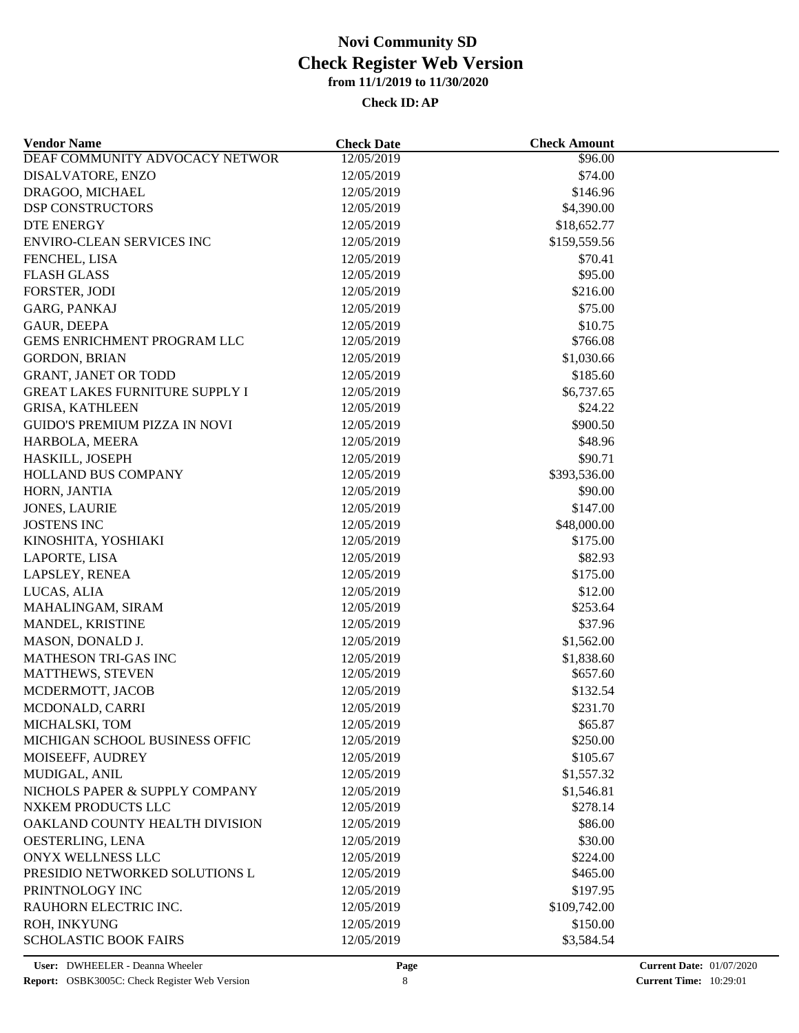# Novi Community SD

## Check Register Web Version

**from 11/1/2019 to 11/30/2020**

**Check ID: AP**

| Vendor Name | Check Date | Check Amount |
|---|---|---|
| DEAF COMMUNITY ADVOCACY NETWOR | 12/05/2019 | $96.00 |
| DISALVATORE, ENZO | 12/05/2019 | $74.00 |
| DRAGOO, MICHAEL | 12/05/2019 | $146.96 |
| DSP CONSTRUCTORS | 12/05/2019 | $4,390.00 |
| DTE ENERGY | 12/05/2019 | $18,652.77 |
| ENVIRO-CLEAN SERVICES INC | 12/05/2019 | $159,559.56 |
| FENCHEL, LISA | 12/05/2019 | $70.41 |
| FLASH GLASS | 12/05/2019 | $95.00 |
| FORSTER, JODI | 12/05/2019 | $216.00 |
| GARG, PANKAJ | 12/05/2019 | $75.00 |
| GAUR, DEEPA | 12/05/2019 | $10.75 |
| GEMS ENRICHMENT PROGRAM LLC | 12/05/2019 | $766.08 |
| GORDON, BRIAN | 12/05/2019 | $1,030.66 |
| GRANT, JANET OR TODD | 12/05/2019 | $185.60 |
| GREAT LAKES FURNITURE SUPPLY I | 12/05/2019 | $6,737.65 |
| GRISA, KATHLEEN | 12/05/2019 | $24.22 |
| GUIDO'S PREMIUM PIZZA IN NOVI | 12/05/2019 | $900.50 |
| HARBOLA, MEERA | 12/05/2019 | $48.96 |
| HASKILL, JOSEPH | 12/05/2019 | $90.71 |
| HOLLAND BUS COMPANY | 12/05/2019 | $393,536.00 |
| HORN, JANTIA | 12/05/2019 | $90.00 |
| JONES, LAURIE | 12/05/2019 | $147.00 |
| JOSTENS INC | 12/05/2019 | $48,000.00 |
| KINOSHITA, YOSHIAKI | 12/05/2019 | $175.00 |
| LAPORTE, LISA | 12/05/2019 | $82.93 |
| LAPSLEY, RENEA | 12/05/2019 | $175.00 |
| LUCAS, ALIA | 12/05/2019 | $12.00 |
| MAHALINGAM, SIRAM | 12/05/2019 | $253.64 |
| MANDEL, KRISTINE | 12/05/2019 | $37.96 |
| MASON, DONALD J. | 12/05/2019 | $1,562.00 |
| MATHESON TRI-GAS INC | 12/05/2019 | $1,838.60 |
| MATTHEWS, STEVEN | 12/05/2019 | $657.60 |
| MCDERMOTT, JACOB | 12/05/2019 | $132.54 |
| MCDONALD, CARRI | 12/05/2019 | $231.70 |
| MICHALSKI, TOM | 12/05/2019 | $65.87 |
| MICHIGAN SCHOOL BUSINESS OFFIC | 12/05/2019 | $250.00 |
| MOISEEFF, AUDREY | 12/05/2019 | $105.67 |
| MUDIGAL, ANIL | 12/05/2019 | $1,557.32 |
| NICHOLS PAPER & SUPPLY COMPANY | 12/05/2019 | $1,546.81 |
| NXKEM PRODUCTS LLC | 12/05/2019 | $278.14 |
| OAKLAND COUNTY HEALTH DIVISION | 12/05/2019 | $86.00 |
| OESTERLING, LENA | 12/05/2019 | $30.00 |
| ONYX WELLNESS LLC | 12/05/2019 | $224.00 |
| PRESIDIO NETWORKED SOLUTIONS L | 12/05/2019 | $465.00 |
| PRINTNOLOGY INC | 12/05/2019 | $197.95 |
| RAUHORN ELECTRIC INC. | 12/05/2019 | $109,742.00 |
| ROH, INKYUNG | 12/05/2019 | $150.00 |
| SCHOLASTIC BOOK FAIRS | 12/05/2019 | $3,584.54 |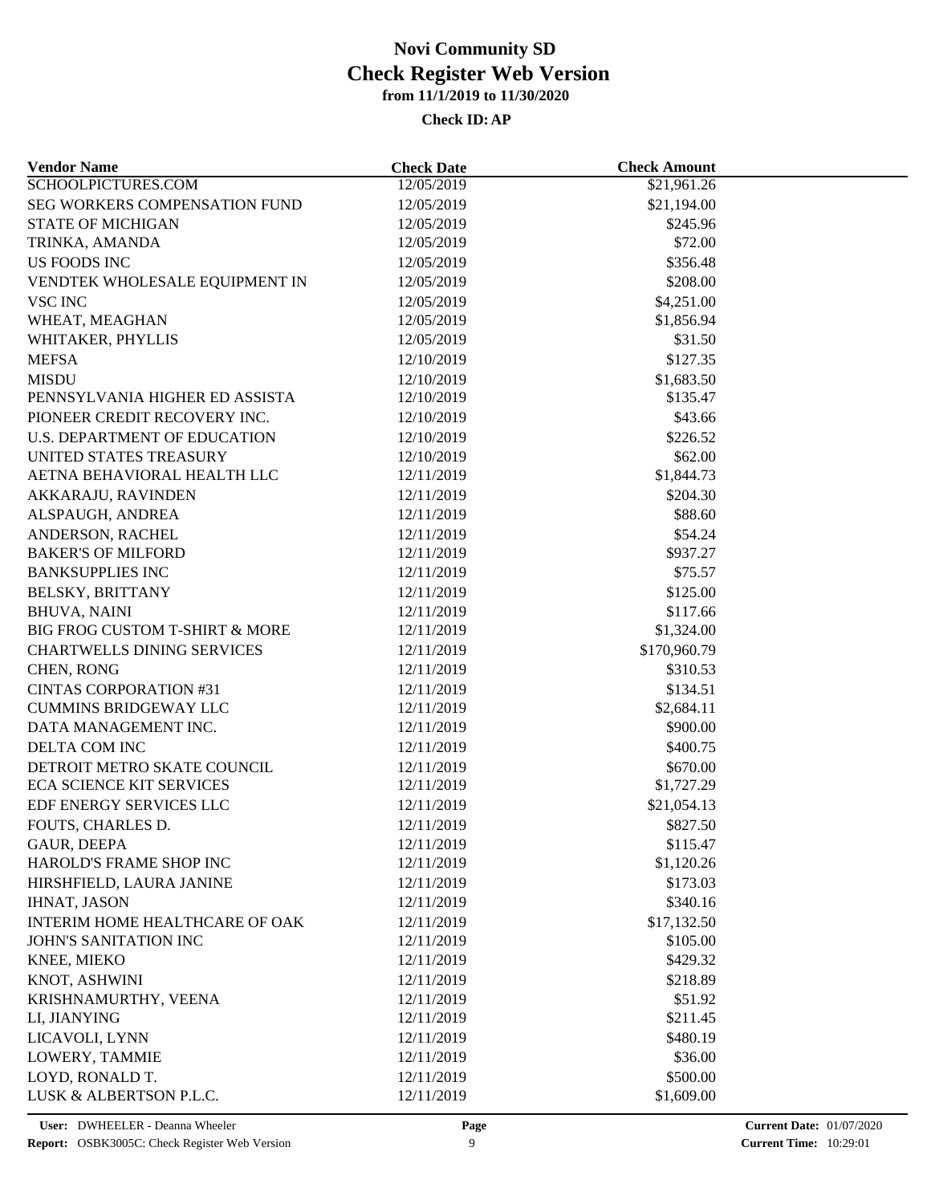# Novi Community SD
## Check Register Web Version
### from 11/1/2019 to 11/30/2020

**Check ID: AP**

| Vendor Name | Check Date | Check Amount |
|---|---|---|
| SCHOOLPICTURES.COM | 12/05/2019 | $21,961.26 |
| SEG WORKERS COMPENSATION FUND | 12/05/2019 | $21,194.00 |
| STATE OF MICHIGAN | 12/05/2019 | $245.96 |
| TRINKA, AMANDA | 12/05/2019 | $72.00 |
| US FOODS INC | 12/05/2019 | $356.48 |
| VENDTEK WHOLESALE EQUIPMENT IN | 12/05/2019 | $208.00 |
| VSC INC | 12/05/2019 | $4,251.00 |
| WHEAT, MEAGHAN | 12/05/2019 | $1,856.94 |
| WHITAKER, PHYLLIS | 12/05/2019 | $31.50 |
| MEFSA | 12/10/2019 | $127.35 |
| MISDU | 12/10/2019 | $1,683.50 |
| PENNSYLVANIA HIGHER ED ASSISTA | 12/10/2019 | $135.47 |
| PIONEER CREDIT RECOVERY INC. | 12/10/2019 | $43.66 |
| U.S. DEPARTMENT OF EDUCATION | 12/10/2019 | $226.52 |
| UNITED STATES TREASURY | 12/10/2019 | $62.00 |
| AETNA BEHAVIORAL HEALTH LLC | 12/11/2019 | $1,844.73 |
| AKKARAJU, RAVINDEN | 12/11/2019 | $204.30 |
| ALSPAUGH, ANDREA | 12/11/2019 | $88.60 |
| ANDERSON, RACHEL | 12/11/2019 | $54.24 |
| BAKER'S OF MILFORD | 12/11/2019 | $937.27 |
| BANKSUPPLIES INC | 12/11/2019 | $75.57 |
| BELSKY, BRITTANY | 12/11/2019 | $125.00 |
| BHUVA, NAINI | 12/11/2019 | $117.66 |
| BIG FROG CUSTOM T-SHIRT & MORE | 12/11/2019 | $1,324.00 |
| CHARTWELLS DINING SERVICES | 12/11/2019 | $170,960.79 |
| CHEN, RONG | 12/11/2019 | $310.53 |
| CINTAS CORPORATION #31 | 12/11/2019 | $134.51 |
| CUMMINS BRIDGEWAY LLC | 12/11/2019 | $2,684.11 |
| DATA MANAGEMENT INC. | 12/11/2019 | $900.00 |
| DELTA COM INC | 12/11/2019 | $400.75 |
| DETROIT METRO SKATE COUNCIL | 12/11/2019 | $670.00 |
| ECA SCIENCE KIT SERVICES | 12/11/2019 | $1,727.29 |
| EDF ENERGY SERVICES LLC | 12/11/2019 | $21,054.13 |
| FOUTS, CHARLES D. | 12/11/2019 | $827.50 |
| GAUR, DEEPA | 12/11/2019 | $115.47 |
| HAROLD'S FRAME SHOP INC | 12/11/2019 | $1,120.26 |
| HIRSHFIELD, LAURA JANINE | 12/11/2019 | $173.03 |
| IHNAT, JASON | 12/11/2019 | $340.16 |
| INTERIM HOME HEALTHCARE OF OAK | 12/11/2019 | $17,132.50 |
| JOHN'S SANITATION INC | 12/11/2019 | $105.00 |
| KNEE, MIEKO | 12/11/2019 | $429.32 |
| KNOT, ASHWINI | 12/11/2019 | $218.89 |
| KRISHNAMURTHY, VEENA | 12/11/2019 | $51.92 |
| LI, JIANYING | 12/11/2019 | $211.45 |
| LICAVOLI, LYNN | 12/11/2019 | $480.19 |
| LOWERY, TAMMIE | 12/11/2019 | $36.00 |
| LOYD, RONALD T. | 12/11/2019 | $500.00 |
| LUSK & ALBERTSON P.L.C. | 12/11/2019 | $1,609.00 |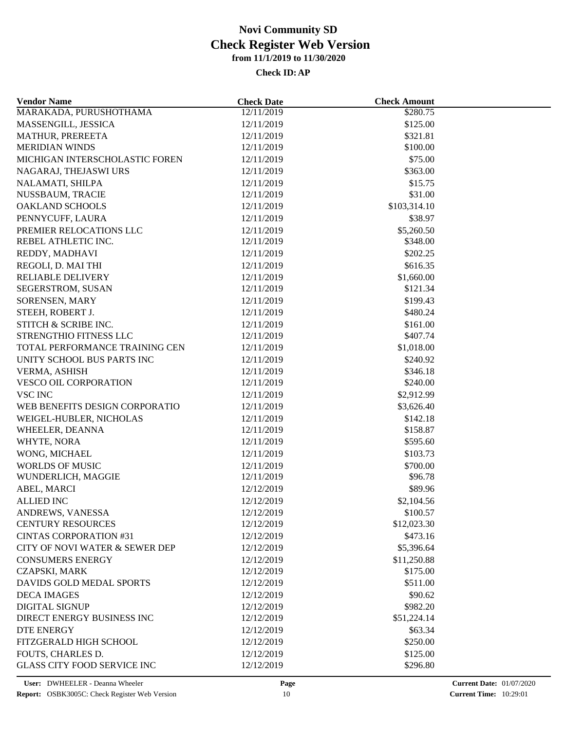# Novi Community SD
## Check Register Web Version
### from 11/1/2019 to 11/30/2020

**Check ID: AP**

| Vendor Name | Check Date | Check Amount |
|---|---|---|
| MARAKADA, PURUSHOTHAMA | 12/11/2019 | $280.75 |
| MASSENGILL, JESSICA | 12/11/2019 | $125.00 |
| MATHUR, PREREETA | 12/11/2019 | $321.81 |
| MERIDIAN WINDS | 12/11/2019 | $100.00 |
| MICHIGAN INTERSCHOLASTIC FOREN | 12/11/2019 | $75.00 |
| NAGARAJ, THEJASWI URS | 12/11/2019 | $363.00 |
| NALAMATI, SHILPA | 12/11/2019 | $15.75 |
| NUSSBAUM, TRACIE | 12/11/2019 | $31.00 |
| OAKLAND SCHOOLS | 12/11/2019 | $103,314.10 |
| PENNYCUFF, LAURA | 12/11/2019 | $38.97 |
| PREMIER RELOCATIONS LLC | 12/11/2019 | $5,260.50 |
| REBEL ATHLETIC INC. | 12/11/2019 | $348.00 |
| REDDY, MADHAVI | 12/11/2019 | $202.25 |
| REGOLI, D. MAI THI | 12/11/2019 | $616.35 |
| RELIABLE DELIVERY | 12/11/2019 | $1,660.00 |
| SEGERSTROM, SUSAN | 12/11/2019 | $121.34 |
| SORENSEN, MARY | 12/11/2019 | $199.43 |
| STEEH, ROBERT J. | 12/11/2019 | $480.24 |
| STITCH & SCRIBE INC. | 12/11/2019 | $161.00 |
| STRENGTHIO FITNESS LLC | 12/11/2019 | $407.74 |
| TOTAL PERFORMANCE TRAINING CEN | 12/11/2019 | $1,018.00 |
| UNITY SCHOOL BUS PARTS INC | 12/11/2019 | $240.92 |
| VERMA, ASHISH | 12/11/2019 | $346.18 |
| VESCO OIL CORPORATION | 12/11/2019 | $240.00 |
| VSC INC | 12/11/2019 | $2,912.99 |
| WEB BENEFITS DESIGN CORPORATIO | 12/11/2019 | $3,626.40 |
| WEIGEL-HUBLER, NICHOLAS | 12/11/2019 | $142.18 |
| WHEELER, DEANNA | 12/11/2019 | $158.87 |
| WHYTE, NORA | 12/11/2019 | $595.60 |
| WONG, MICHAEL | 12/11/2019 | $103.73 |
| WORLDS OF MUSIC | 12/11/2019 | $700.00 |
| WUNDERLICH, MAGGIE | 12/11/2019 | $96.78 |
| ABEL, MARCI | 12/12/2019 | $89.96 |
| ALLIED INC | 12/12/2019 | $2,104.56 |
| ANDREWS, VANESSA | 12/12/2019 | $100.57 |
| CENTURY RESOURCES | 12/12/2019 | $12,023.30 |
| CINTAS CORPORATION #31 | 12/12/2019 | $473.16 |
| CITY OF NOVI WATER & SEWER DEP | 12/12/2019 | $5,396.64 |
| CONSUMERS ENERGY | 12/12/2019 | $11,250.88 |
| CZAPSKI, MARK | 12/12/2019 | $175.00 |
| DAVIDS GOLD MEDAL SPORTS | 12/12/2019 | $511.00 |
| DECA IMAGES | 12/12/2019 | $90.62 |
| DIGITAL SIGNUP | 12/12/2019 | $982.20 |
| DIRECT ENERGY BUSINESS INC | 12/12/2019 | $51,224.14 |
| DTE ENERGY | 12/12/2019 | $63.34 |
| FITZGERALD HIGH SCHOOL | 12/12/2019 | $250.00 |
| FOUTS, CHARLES D. | 12/12/2019 | $125.00 |
| GLASS CITY FOOD SERVICE INC | 12/12/2019 | $296.80 |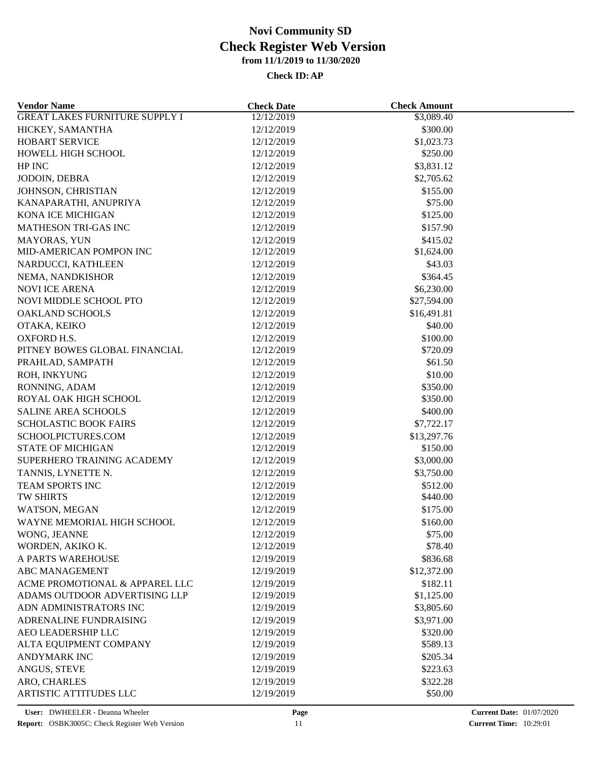# Novi Community SD
## Check Register Web Version
### from 11/1/2019 to 11/30/2020

**Check ID: AP**

| Vendor Name | Check Date | Check Amount |
|---|---|---|
| GREAT LAKES FURNITURE SUPPLY I | 12/12/2019 | $3,089.40 |
| HICKEY, SAMANTHA | 12/12/2019 | $300.00 |
| HOBART SERVICE | 12/12/2019 | $1,023.73 |
| HOWELL HIGH SCHOOL | 12/12/2019 | $250.00 |
| HP INC | 12/12/2019 | $3,831.12 |
| JODOIN, DEBRA | 12/12/2019 | $2,705.62 |
| JOHNSON, CHRISTIAN | 12/12/2019 | $155.00 |
| KANAPARATHI, ANUPRIYA | 12/12/2019 | $75.00 |
| KONA ICE MICHIGAN | 12/12/2019 | $125.00 |
| MATHESON TRI-GAS INC | 12/12/2019 | $157.90 |
| MAYORAS, YUN | 12/12/2019 | $415.02 |
| MID-AMERICAN POMPON INC | 12/12/2019 | $1,624.00 |
| NARDUCCI, KATHLEEN | 12/12/2019 | $43.03 |
| NEMA, NANDKISHOR | 12/12/2019 | $364.45 |
| NOVI ICE ARENA | 12/12/2019 | $6,230.00 |
| NOVI MIDDLE SCHOOL PTO | 12/12/2019 | $27,594.00 |
| OAKLAND SCHOOLS | 12/12/2019 | $16,491.81 |
| OTAKA, KEIKO | 12/12/2019 | $40.00 |
| OXFORD H.S. | 12/12/2019 | $100.00 |
| PITNEY BOWES GLOBAL FINANCIAL | 12/12/2019 | $720.09 |
| PRAHLAD, SAMPATH | 12/12/2019 | $61.50 |
| ROH, INKYUNG | 12/12/2019 | $10.00 |
| RONNING, ADAM | 12/12/2019 | $350.00 |
| ROYAL OAK HIGH SCHOOL | 12/12/2019 | $350.00 |
| SALINE AREA SCHOOLS | 12/12/2019 | $400.00 |
| SCHOLASTIC BOOK FAIRS | 12/12/2019 | $7,722.17 |
| SCHOOLPICTURES.COM | 12/12/2019 | $13,297.76 |
| STATE OF MICHIGAN | 12/12/2019 | $150.00 |
| SUPERHERO TRAINING ACADEMY | 12/12/2019 | $3,000.00 |
| TANNIS, LYNETTE N. | 12/12/2019 | $3,750.00 |
| TEAM SPORTS INC | 12/12/2019 | $512.00 |
| TW SHIRTS | 12/12/2019 | $440.00 |
| WATSON, MEGAN | 12/12/2019 | $175.00 |
| WAYNE MEMORIAL HIGH SCHOOL | 12/12/2019 | $160.00 |
| WONG, JEANNE | 12/12/2019 | $75.00 |
| WORDEN, AKIKO K. | 12/12/2019 | $78.40 |
| A PARTS WAREHOUSE | 12/19/2019 | $836.68 |
| ABC MANAGEMENT | 12/19/2019 | $12,372.00 |
| ACME PROMOTIONAL & APPAREL LLC | 12/19/2019 | $182.11 |
| ADAMS OUTDOOR ADVERTISING LLP | 12/19/2019 | $1,125.00 |
| ADN ADMINISTRATORS INC | 12/19/2019 | $3,805.60 |
| ADRENALINE FUNDRAISING | 12/19/2019 | $3,971.00 |
| AEO LEADERSHIP LLC | 12/19/2019 | $320.00 |
| ALTA EQUIPMENT COMPANY | 12/19/2019 | $589.13 |
| ANDYMARK INC | 12/19/2019 | $205.34 |
| ANGUS, STEVE | 12/19/2019 | $223.63 |
| ARO, CHARLES | 12/19/2019 | $322.28 |
| ARTISTIC ATTITUDES LLC | 12/19/2019 | $50.00 |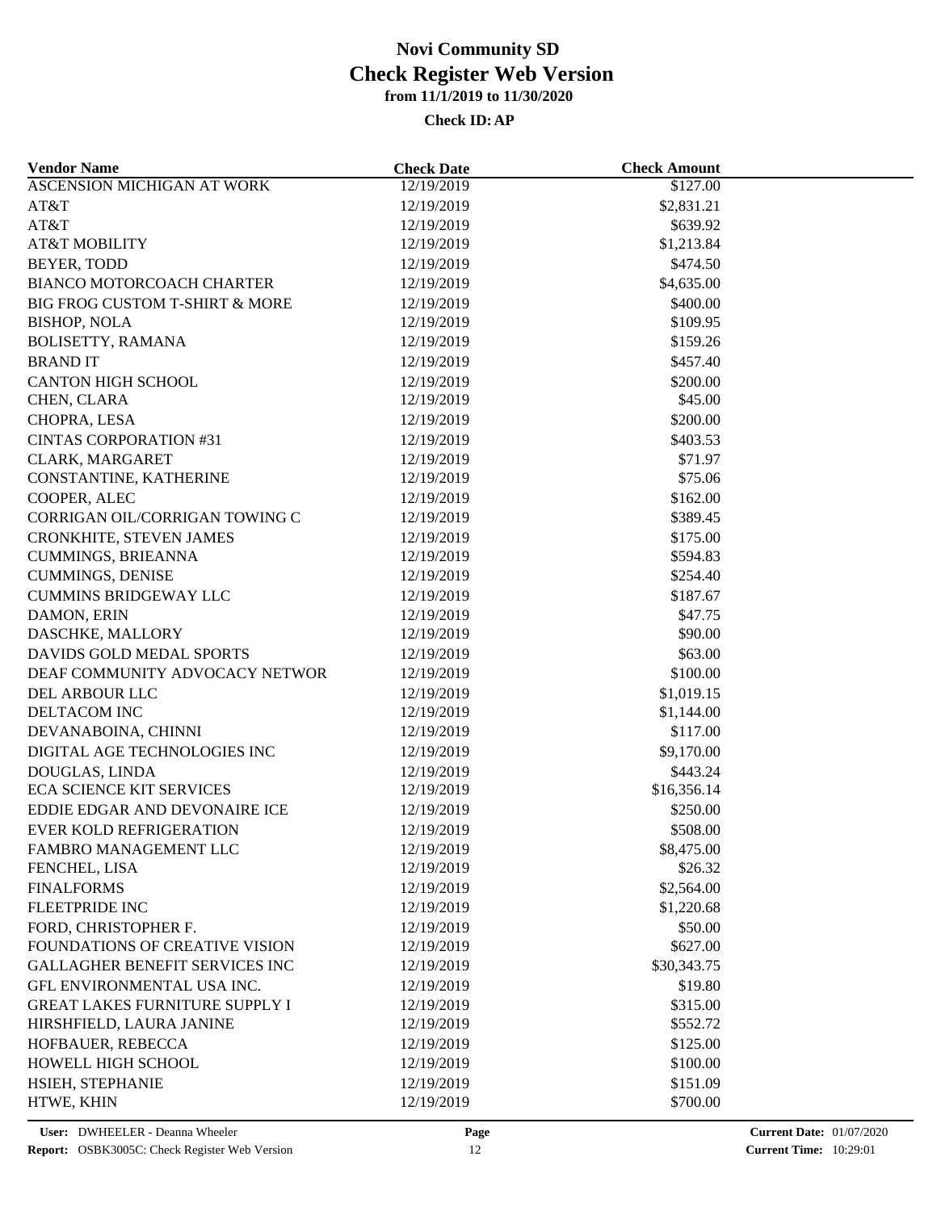# Novi Community SD
## Check Register Web Version
### from 11/1/2019 to 11/30/2020

**Check ID: AP**

| Vendor Name | Check Date | Check Amount |
|---|---|---|
| ASCENSION MICHIGAN AT WORK | 12/19/2019 | $127.00 |
| AT&T | 12/19/2019 | $2,831.21 |
| AT&T | 12/19/2019 | $639.92 |
| AT&T MOBILITY | 12/19/2019 | $1,213.84 |
| BEYER, TODD | 12/19/2019 | $474.50 |
| BIANCO MOTORCOACH CHARTER | 12/19/2019 | $4,635.00 |
| BIG FROG CUSTOM T-SHIRT & MORE | 12/19/2019 | $400.00 |
| BISHOP, NOLA | 12/19/2019 | $109.95 |
| BOLISETTY, RAMANA | 12/19/2019 | $159.26 |
| BRAND IT | 12/19/2019 | $457.40 |
| CANTON HIGH SCHOOL | 12/19/2019 | $200.00 |
| CHEN, CLARA | 12/19/2019 | $45.00 |
| CHOPRA, LESA | 12/19/2019 | $200.00 |
| CINTAS CORPORATION #31 | 12/19/2019 | $403.53 |
| CLARK, MARGARET | 12/19/2019 | $71.97 |
| CONSTANTINE, KATHERINE | 12/19/2019 | $75.06 |
| COOPER, ALEC | 12/19/2019 | $162.00 |
| CORRIGAN OIL/CORRIGAN TOWING C | 12/19/2019 | $389.45 |
| CRONKHITE, STEVEN JAMES | 12/19/2019 | $175.00 |
| CUMMINGS, BRIEANNA | 12/19/2019 | $594.83 |
| CUMMINGS, DENISE | 12/19/2019 | $254.40 |
| CUMMINS BRIDGEWAY LLC | 12/19/2019 | $187.67 |
| DAMON, ERIN | 12/19/2019 | $47.75 |
| DASCHKE, MALLORY | 12/19/2019 | $90.00 |
| DAVIDS GOLD MEDAL SPORTS | 12/19/2019 | $63.00 |
| DEAF COMMUNITY ADVOCACY NETWOR | 12/19/2019 | $100.00 |
| DEL ARBOUR LLC | 12/19/2019 | $1,019.15 |
| DELTACOM INC | 12/19/2019 | $1,144.00 |
| DEVANABOINA, CHINNI | 12/19/2019 | $117.00 |
| DIGITAL AGE TECHNOLOGIES INC | 12/19/2019 | $9,170.00 |
| DOUGLAS, LINDA | 12/19/2019 | $443.24 |
| ECA SCIENCE KIT SERVICES | 12/19/2019 | $16,356.14 |
| EDDIE EDGAR AND DEVONAIRE ICE | 12/19/2019 | $250.00 |
| EVER KOLD REFRIGERATION | 12/19/2019 | $508.00 |
| FAMBRO MANAGEMENT LLC | 12/19/2019 | $8,475.00 |
| FENCHEL, LISA | 12/19/2019 | $26.32 |
| FINALFORMS | 12/19/2019 | $2,564.00 |
| FLEETPRIDE INC | 12/19/2019 | $1,220.68 |
| FORD, CHRISTOPHER F. | 12/19/2019 | $50.00 |
| FOUNDATIONS OF CREATIVE VISION | 12/19/2019 | $627.00 |
| GALLAGHER BENEFIT SERVICES INC | 12/19/2019 | $30,343.75 |
| GFL ENVIRONMENTAL USA INC. | 12/19/2019 | $19.80 |
| GREAT LAKES FURNITURE SUPPLY I | 12/19/2019 | $315.00 |
| HIRSHFIELD, LAURA JANINE | 12/19/2019 | $552.72 |
| HOFBAUER, REBECCA | 12/19/2019 | $125.00 |
| HOWELL HIGH SCHOOL | 12/19/2019 | $100.00 |
| HSIEH, STEPHANIE | 12/19/2019 | $151.09 |
| HTWE, KHIN | 12/19/2019 | $700.00 |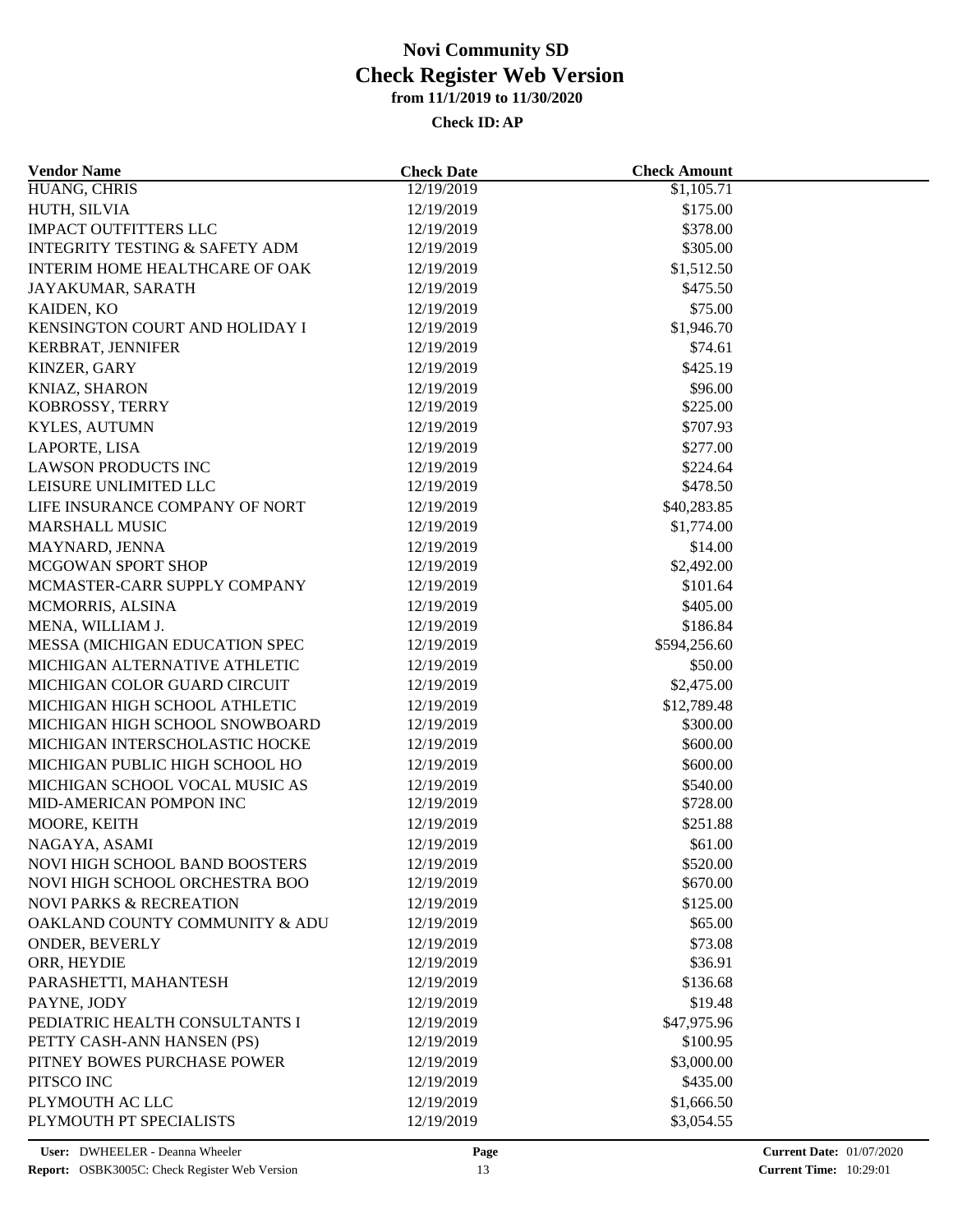# Novi Community SD
## Check Register Web Version
### from 11/1/2019 to 11/30/2020

**Check ID: AP**

| Vendor Name | Check Date | Check Amount |
|---|---|---|
| HUANG, CHRIS | 12/19/2019 | $1,105.71 |
| HUTH, SILVIA | 12/19/2019 | $175.00 |
| IMPACT OUTFITTERS LLC | 12/19/2019 | $378.00 |
| INTEGRITY TESTING & SAFETY ADM | 12/19/2019 | $305.00 |
| INTERIM HOME HEALTHCARE OF OAK | 12/19/2019 | $1,512.50 |
| JAYAKUMAR, SARATH | 12/19/2019 | $475.50 |
| KAIDEN, KO | 12/19/2019 | $75.00 |
| KENSINGTON COURT AND HOLIDAY I | 12/19/2019 | $1,946.70 |
| KERBRAT, JENNIFER | 12/19/2019 | $74.61 |
| KINZER, GARY | 12/19/2019 | $425.19 |
| KNIAZ, SHARON | 12/19/2019 | $96.00 |
| KOBROSSY, TERRY | 12/19/2019 | $225.00 |
| KYLES, AUTUMN | 12/19/2019 | $707.93 |
| LAPORTE, LISA | 12/19/2019 | $277.00 |
| LAWSON PRODUCTS INC | 12/19/2019 | $224.64 |
| LEISURE UNLIMITED LLC | 12/19/2019 | $478.50 |
| LIFE INSURANCE COMPANY OF NORT | 12/19/2019 | $40,283.85 |
| MARSHALL MUSIC | 12/19/2019 | $1,774.00 |
| MAYNARD, JENNA | 12/19/2019 | $14.00 |
| MCGOWAN SPORT SHOP | 12/19/2019 | $2,492.00 |
| MCMASTER-CARR SUPPLY COMPANY | 12/19/2019 | $101.64 |
| MCMORRIS, ALSINA | 12/19/2019 | $405.00 |
| MENA, WILLIAM J. | 12/19/2019 | $186.84 |
| MESSA (MICHIGAN EDUCATION SPEC | 12/19/2019 | $594,256.60 |
| MICHIGAN ALTERNATIVE ATHLETIC | 12/19/2019 | $50.00 |
| MICHIGAN COLOR GUARD CIRCUIT | 12/19/2019 | $2,475.00 |
| MICHIGAN HIGH SCHOOL ATHLETIC | 12/19/2019 | $12,789.48 |
| MICHIGAN HIGH SCHOOL SNOWBOARD | 12/19/2019 | $300.00 |
| MICHIGAN INTERSCHOLASTIC HOCKE | 12/19/2019 | $600.00 |
| MICHIGAN PUBLIC HIGH SCHOOL HO | 12/19/2019 | $600.00 |
| MICHIGAN SCHOOL VOCAL MUSIC AS | 12/19/2019 | $540.00 |
| MID-AMERICAN POMPON INC | 12/19/2019 | $728.00 |
| MOORE, KEITH | 12/19/2019 | $251.88 |
| NAGAYA, ASAMI | 12/19/2019 | $61.00 |
| NOVI HIGH SCHOOL BAND BOOSTERS | 12/19/2019 | $520.00 |
| NOVI HIGH SCHOOL ORCHESTRA BOO | 12/19/2019 | $670.00 |
| NOVI PARKS & RECREATION | 12/19/2019 | $125.00 |
| OAKLAND COUNTY COMMUNITY & ADU | 12/19/2019 | $65.00 |
| ONDER, BEVERLY | 12/19/2019 | $73.08 |
| ORR, HEYDIE | 12/19/2019 | $36.91 |
| PARASHETTI, MAHANTESH | 12/19/2019 | $136.68 |
| PAYNE, JODY | 12/19/2019 | $19.48 |
| PEDIATRIC HEALTH CONSULTANTS I | 12/19/2019 | $47,975.96 |
| PETTY CASH-ANN HANSEN (PS) | 12/19/2019 | $100.95 |
| PITNEY BOWES PURCHASE POWER | 12/19/2019 | $3,000.00 |
| PITSCO INC | 12/19/2019 | $435.00 |
| PLYMOUTH AC LLC | 12/19/2019 | $1,666.50 |
| PLYMOUTH PT SPECIALISTS | 12/19/2019 | $3,054.55 |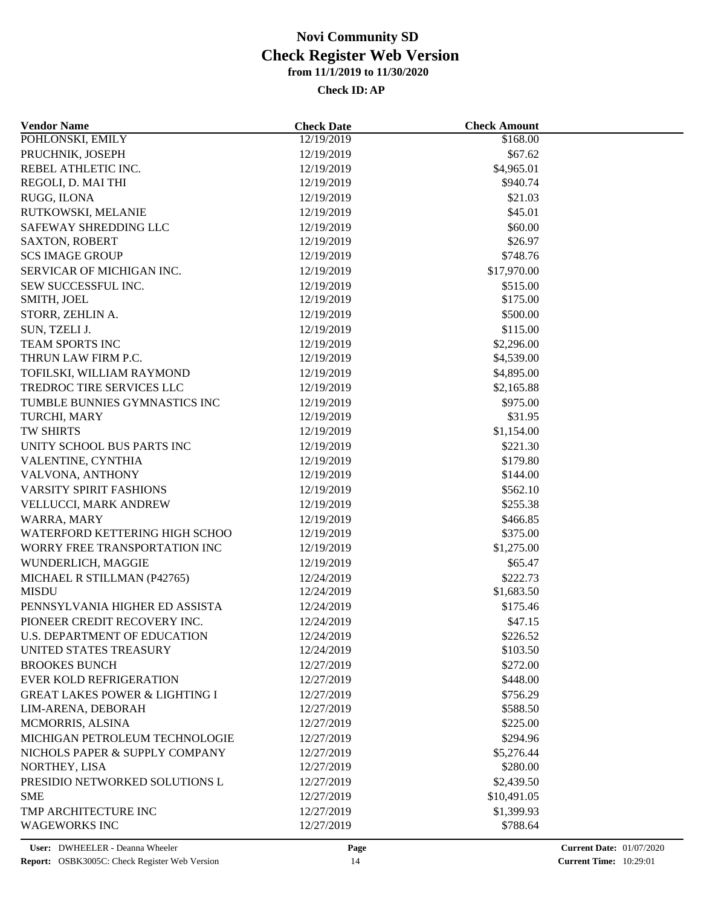# Novi Community SD
## Check Register Web Version
### from 11/1/2019 to 11/30/2020

**Check ID: AP**

| Vendor Name | Check Date | Check Amount |
|---|---|---|
| POHLONSKI, EMILY | 12/19/2019 | $168.00 |
| PRUCHNIK, JOSEPH | 12/19/2019 | $67.62 |
| REBEL ATHLETIC INC. | 12/19/2019 | $4,965.01 |
| REGOLI, D. MAI THI | 12/19/2019 | $940.74 |
| RUGG, ILONA | 12/19/2019 | $21.03 |
| RUTKOWSKI, MELANIE | 12/19/2019 | $45.01 |
| SAFEWAY SHREDDING LLC | 12/19/2019 | $60.00 |
| SAXTON, ROBERT | 12/19/2019 | $26.97 |
| SCS IMAGE GROUP | 12/19/2019 | $748.76 |
| SERVICAR OF MICHIGAN INC. | 12/19/2019 | $17,970.00 |
| SEW SUCCESSFUL INC. | 12/19/2019 | $515.00 |
| SMITH, JOEL | 12/19/2019 | $175.00 |
| STORR, ZEHLIN A. | 12/19/2019 | $500.00 |
| SUN, TZELI J. | 12/19/2019 | $115.00 |
| TEAM SPORTS INC | 12/19/2019 | $2,296.00 |
| THRUN LAW FIRM P.C. | 12/19/2019 | $4,539.00 |
| TOFILSKI, WILLIAM RAYMOND | 12/19/2019 | $4,895.00 |
| TREDROC TIRE SERVICES LLC | 12/19/2019 | $2,165.88 |
| TUMBLE BUNNIES GYMNASTICS INC | 12/19/2019 | $975.00 |
| TURCHI, MARY | 12/19/2019 | $31.95 |
| TW SHIRTS | 12/19/2019 | $1,154.00 |
| UNITY SCHOOL BUS PARTS INC | 12/19/2019 | $221.30 |
| VALENTINE, CYNTHIA | 12/19/2019 | $179.80 |
| VALVONA, ANTHONY | 12/19/2019 | $144.00 |
| VARSITY SPIRIT FASHIONS | 12/19/2019 | $562.10 |
| VELLUCCI, MARK ANDREW | 12/19/2019 | $255.38 |
| WARRA, MARY | 12/19/2019 | $466.85 |
| WATERFORD KETTERING HIGH SCHOO | 12/19/2019 | $375.00 |
| WORRY FREE TRANSPORTATION INC | 12/19/2019 | $1,275.00 |
| WUNDERLICH, MAGGIE | 12/19/2019 | $65.47 |
| MICHAEL R STILLMAN (P42765) | 12/24/2019 | $222.73 |
| MISDU | 12/24/2019 | $1,683.50 |
| PENNSYLVANIA HIGHER ED ASSISTA | 12/24/2019 | $175.46 |
| PIONEER CREDIT RECOVERY INC. | 12/24/2019 | $47.15 |
| U.S. DEPARTMENT OF EDUCATION | 12/24/2019 | $226.52 |
| UNITED STATES TREASURY | 12/24/2019 | $103.50 |
| BROOKES BUNCH | 12/27/2019 | $272.00 |
| EVER KOLD REFRIGERATION | 12/27/2019 | $448.00 |
| GREAT LAKES POWER & LIGHTING I | 12/27/2019 | $756.29 |
| LIM-ARENA, DEBORAH | 12/27/2019 | $588.50 |
| MCMORRIS, ALSINA | 12/27/2019 | $225.00 |
| MICHIGAN PETROLEUM TECHNOLOGIE | 12/27/2019 | $294.96 |
| NICHOLS PAPER & SUPPLY COMPANY | 12/27/2019 | $5,276.44 |
| NORTHEY, LISA | 12/27/2019 | $280.00 |
| PRESIDIO NETWORKED SOLUTIONS L | 12/27/2019 | $2,439.50 |
| SME | 12/27/2019 | $10,491.05 |
| TMP ARCHITECTURE INC | 12/27/2019 | $1,399.93 |
| WAGEWORKS INC | 12/27/2019 | $788.64 |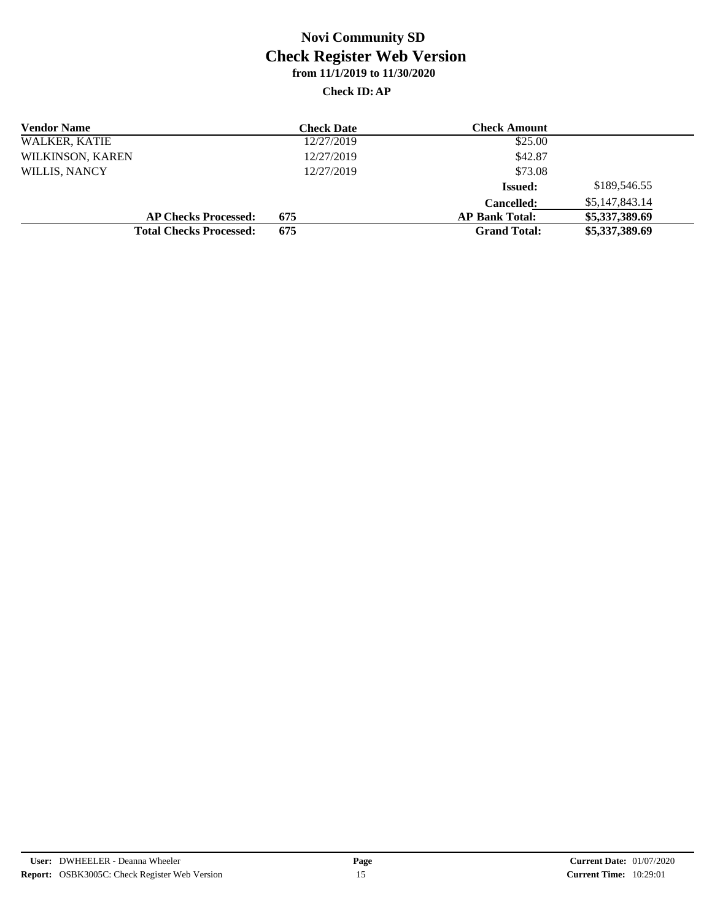# Novi Community SD
## Check Register Web Version
### from 11/1/2019 to 11/30/2020

**Check ID: AP**

| Vendor Name | Check Date | Check Amount | |
|---|---|---|---|
| WALKER, KATIE | 12/27/2019 | $25.00 | |
| WILKINSON, KAREN | 12/27/2019 | $42.87 | |
| WILLIS, NANCY | 12/27/2019 | $73.08 | |
| | | **Issued:** | $189,546.55 |
| | | **Cancelled:** | $5,147,843.14 |
| **AP Checks Processed:** | **675** | **AP Bank Total:** | **$5,337,389.69** |
| **Total Checks Processed:** | **675** | **Grand Total:** | **$5,337,389.69** |

**User:** DWHEELER - Deanna Wheeler
**Report:** OSBK3005C: Check Register Web Version
**Current Date:** 01/07/2020
**Current Time:** 10:29:01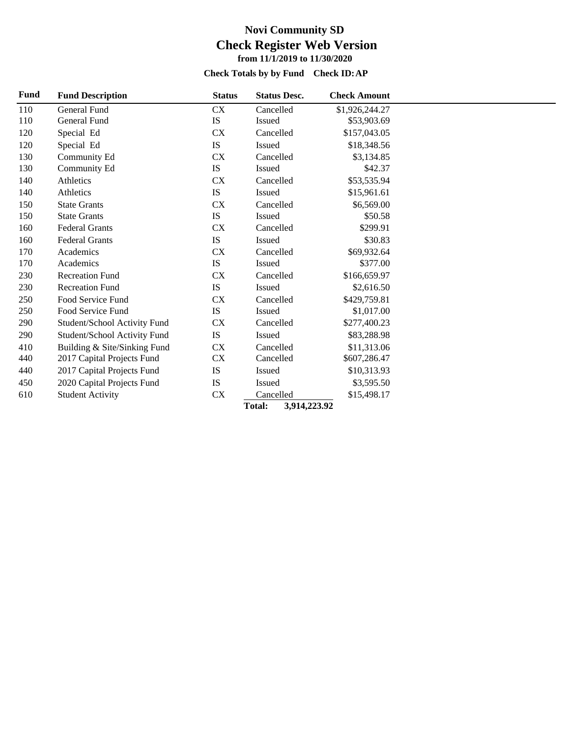# Novi Community SD

## Check Register Web Version

### from 11/1/2019 to 11/30/2020

**Check Totals by by Fund    Check ID: AP**

| Fund | Fund Description | Status | Status Desc. | Check Amount |
|---|---|---|---|---|
| 110 | General Fund | CX | Cancelled | $1,926,244.27 |
| 110 | General Fund | IS | Issued | $53,903.69 |
| 120 | Special Ed | CX | Cancelled | $157,043.05 |
| 120 | Special Ed | IS | Issued | $18,348.56 |
| 130 | Community Ed | CX | Cancelled | $3,134.85 |
| 130 | Community Ed | IS | Issued | $42.37 |
| 140 | Athletics | CX | Cancelled | $53,535.94 |
| 140 | Athletics | IS | Issued | $15,961.61 |
| 150 | State Grants | CX | Cancelled | $6,569.00 |
| 150 | State Grants | IS | Issued | $50.58 |
| 160 | Federal Grants | CX | Cancelled | $299.91 |
| 160 | Federal Grants | IS | Issued | $30.83 |
| 170 | Academics | CX | Cancelled | $69,932.64 |
| 170 | Academics | IS | Issued | $377.00 |
| 230 | Recreation Fund | CX | Cancelled | $166,659.97 |
| 230 | Recreation Fund | IS | Issued | $2,616.50 |
| 250 | Food Service Fund | CX | Cancelled | $429,759.81 |
| 250 | Food Service Fund | IS | Issued | $1,017.00 |
| 290 | Student/School Activity Fund | CX | Cancelled | $277,400.23 |
| 290 | Student/School Activity Fund | IS | Issued | $83,288.98 |
| 410 | Building & Site/Sinking Fund | CX | Cancelled | $11,313.06 |
| 440 | 2017 Capital Projects Fund | CX | Cancelled | $607,286.47 |
| 440 | 2017 Capital Projects Fund | IS | Issued | $10,313.93 |
| 450 | 2020 Capital Projects Fund | IS | Issued | $3,595.50 |
| 610 | Student Activity | CX | Cancelled | $15,498.17 |
| | | | **Total:** | **3,914,223.92** |